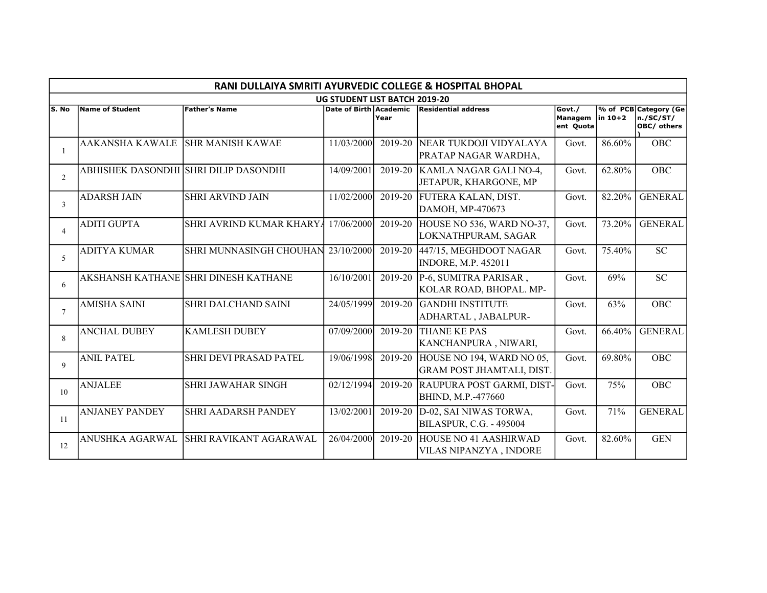# RANI DULLAIYA SMRITI AYURVEDIC COLLEGE & HOSPITAL BHOPAL

## UG STUDENT LIST BATCH 2019-20

| S. No | Name of Student | Father's Name | Date of Birth | Academic Year | Residential address | Govt./ Management Quota | % of PCB in 10+2 | Category (Gen./SC/ST/ OBC/ others) |
|---|---|---|---|---|---|---|---|---|
| 1 | AAKANSHA KAWALE | SHR MANISH KAWAE | 11/03/2000 | 2019-20 | NEAR TUKDOJI VIDYALAYA PRATAP NAGAR WARDHA, | Govt. | 86.60% | OBC |
| 2 | ABHISHEK DASONDHI | SHRI DILIP DASONDHI | 14/09/2001 | 2019-20 | KAMLA NAGAR GALI NO-4, JETAPUR, KHARGONE, MP | Govt. | 62.80% | OBC |
| 3 | ADARSH JAIN | SHRI ARVIND JAIN | 11/02/2000 | 2019-20 | FUTERA KALAN, DIST. DAMOH, MP-470673 | Govt. | 82.20% | GENERAL |
| 4 | ADITI GUPTA | SHRI AVRIND KUMAR KHARYA | 17/06/2000 | 2019-20 | HOUSE NO 536, WARD NO-37, LOKNATHPURAM, SAGAR | Govt. | 73.20% | GENERAL |
| 5 | ADITYA KUMAR | SHRI MUNNASINGH CHOUHAN | 23/10/2000 | 2019-20 | 447/15, MEGHDOOT NAGAR INDORE, M.P. 452011 | Govt. | 75.40% | SC |
| 6 | AKSHANSH KATHANE | SHRI DINESH KATHANE | 16/10/2001 | 2019-20 | P-6, SUMITRA PARISAR , KOLAR ROAD, BHOPAL. MP- | Govt. | 69% | SC |
| 7 | AMISHA SAINI | SHRI DALCHAND SAINI | 24/05/1999 | 2019-20 | GANDHI INSTITUTE ADHARTAL , JABALPUR- | Govt. | 63% | OBC |
| 8 | ANCHAL DUBEY | KAMLESH DUBEY | 07/09/2000 | 2019-20 | THANE KE PAS KANCHANPURA , NIWARI, | Govt. | 66.40% | GENERAL |
| 9 | ANIL PATEL | SHRI DEVI PRASAD PATEL | 19/06/1998 | 2019-20 | HOUSE NO 194, WARD NO 05, GRAM POST JHAMTALI, DIST. | Govt. | 69.80% | OBC |
| 10 | ANJALEE | SHRI JAWAHAR SINGH | 02/12/1994 | 2019-20 | RAUPURA POST GARMI, DIST-BHIND, M.P.-477660 | Govt. | 75% | OBC |
| 11 | ANJANEY PANDEY | SHRI AADARSH PANDEY | 13/02/2001 | 2019-20 | D-02, SAI NIWAS TORWA, BILASPUR, C.G. - 495004 | Govt. | 71% | GENERAL |
| 12 | ANUSHKA AGARWAL | SHRI RAVIKANT AGARAWAL | 26/04/2000 | 2019-20 | HOUSE NO 41 AASHIRWAD VILAS NIPANZYA , INDORE | Govt. | 82.60% | GEN |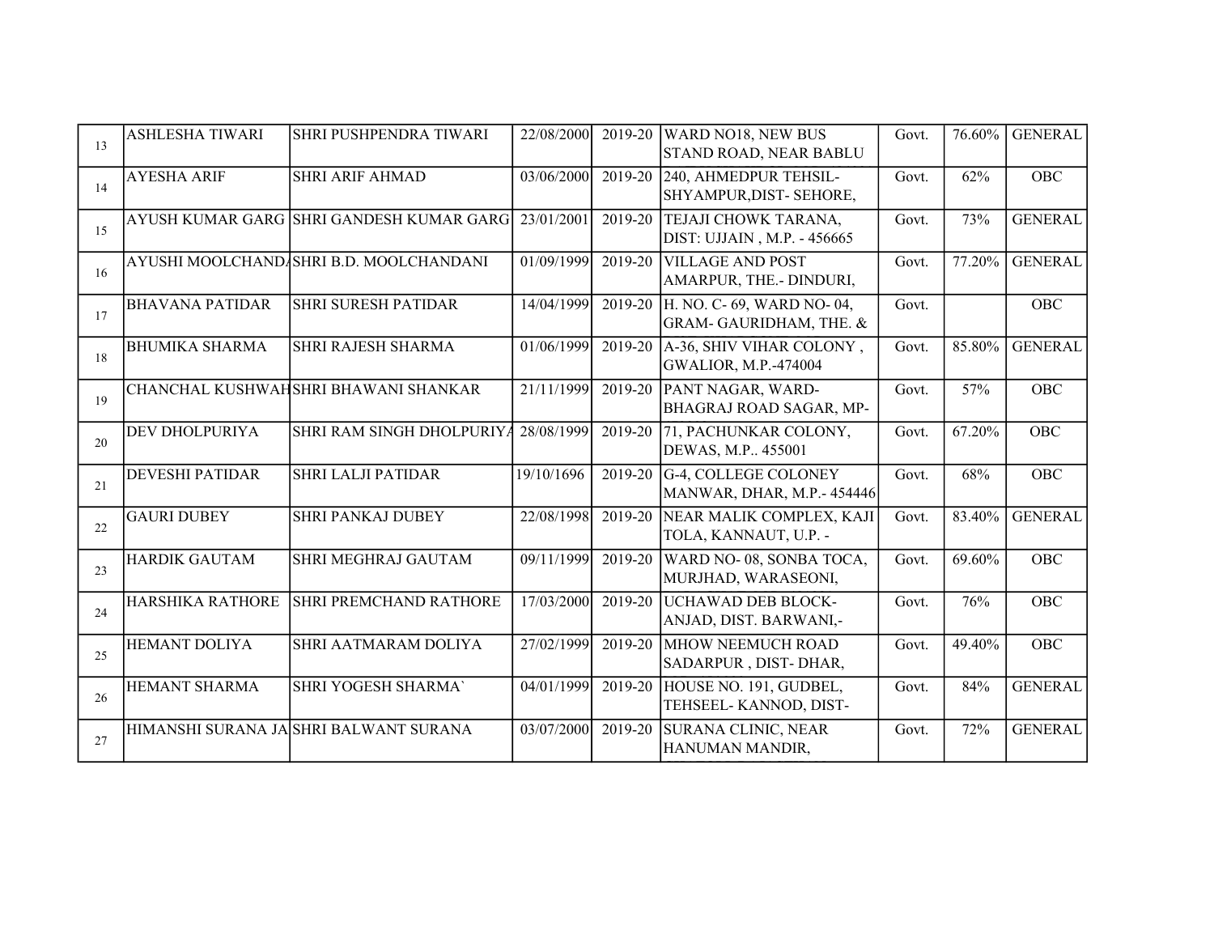| | | | | | | | | |
|---|---|---|---|---|---|---|---|---|
| 13 | ASHLESHA TIWARI | SHRI PUSHPENDRA TIWARI | 22/08/2000 | 2019-20 | WARD NO18, NEW BUS STAND ROAD, NEAR BABLU | Govt. | 76.60% | GENERAL |
| 14 | AYESHA ARIF | SHRI ARIF AHMAD | 03/06/2000 | 2019-20 | 240, AHMEDPUR TEHSIL- SHYAMPUR,DIST- SEHORE, | Govt. | 62% | OBC |
| 15 | AYUSH KUMAR GARG | SHRI GANDESH KUMAR GARG | 23/01/2001 | 2019-20 | TEJAJI CHOWK TARANA, DIST: UJJAIN , M.P. - 456665 | Govt. | 73% | GENERAL |
| 16 | AYUSHI MOOLCHANDA | SHRI B.D. MOOLCHANDANI | 01/09/1999 | 2019-20 | VILLAGE AND POST AMARPUR, THE.- DINDURI, | Govt. | 77.20% | GENERAL |
| 17 | BHAVANA PATIDAR | SHRI SURESH PATIDAR | 14/04/1999 | 2019-20 | H. NO. C- 69, WARD NO- 04, GRAM- GAURIDHAM, THE. & | Govt. | | OBC |
| 18 | BHUMIKA SHARMA | SHRI RAJESH SHARMA | 01/06/1999 | 2019-20 | A-36, SHIV VIHAR COLONY , GWALIOR, M.P.-474004 | Govt. | 85.80% | GENERAL |
| 19 | CHANCHAL KUSHWAH | SHRI BHAWANI SHANKAR | 21/11/1999 | 2019-20 | PANT NAGAR, WARD- BHAGRAJ ROAD SAGAR, MP- | Govt. | 57% | OBC |
| 20 | DEV DHOLPURIYA | SHRI RAM SINGH DHOLPURIYA | 28/08/1999 | 2019-20 | 71, PACHUNKAR COLONY, DEWAS, M.P.. 455001 | Govt. | 67.20% | OBC |
| 21 | DEVESHI PATIDAR | SHRI LALJI PATIDAR | 19/10/1696 | 2019-20 | G-4, COLLEGE COLONEY MANWAR, DHAR, M.P.- 454446 | Govt. | 68% | OBC |
| 22 | GAURI DUBEY | SHRI PANKAJ DUBEY | 22/08/1998 | 2019-20 | NEAR MALIK COMPLEX, KAJI TOLA, KANNAUT, U.P. - | Govt. | 83.40% | GENERAL |
| 23 | HARDIK GAUTAM | SHRI MEGHRAJ GAUTAM | 09/11/1999 | 2019-20 | WARD NO- 08, SONBA TOCA, MURJHAD, WARASEONI, | Govt. | 69.60% | OBC |
| 24 | HARSHIKA RATHORE | SHRI PREMCHAND RATHORE | 17/03/2000 | 2019-20 | UCHAWAD DEB BLOCK- ANJAD, DIST. BARWANI,- | Govt. | 76% | OBC |
| 25 | HEMANT DOLIYA | SHRI AATMARAM DOLIYA | 27/02/1999 | 2019-20 | MHOW NEEMUCH ROAD SADARPUR , DIST- DHAR, | Govt. | 49.40% | OBC |
| 26 | HEMANT SHARMA | SHRI YOGESH SHARMA` | 04/01/1999 | 2019-20 | HOUSE NO. 191, GUDBEL, TEHSEEL- KANNOD, DIST- | Govt. | 84% | GENERAL |
| 27 | HIMANSHI SURANA JA | SHRI BALWANT SURANA | 03/07/2000 | 2019-20 | SURANA CLINIC, NEAR HANUMAN MANDIR, | Govt. | 72% | GENERAL |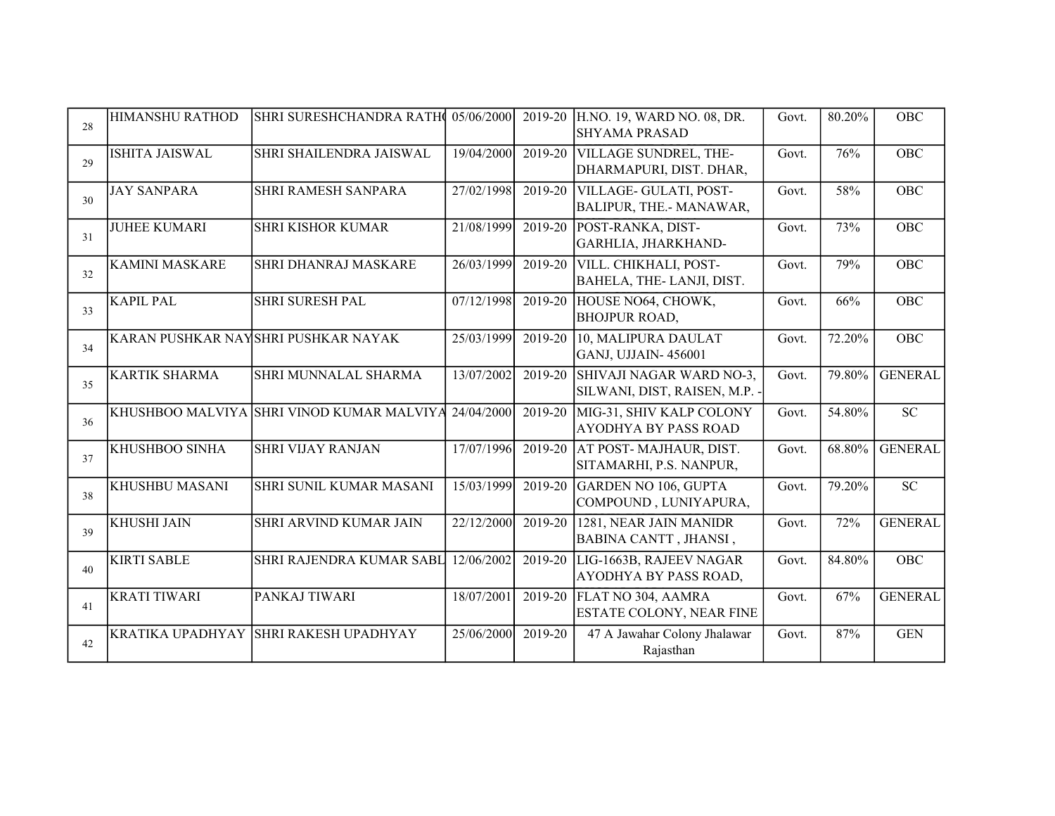| 28 | HIMANSHU RATHOD | SHRI SURESHCHANDRA RATH | 05/06/2000 | 2019-20 | H.NO. 19, WARD NO. 08, DR. SHYAMA PRASAD | Govt. | 80.20% | OBC |
|---|---|---|---|---|---|---|---|---|
| 29 | ISHITA JAISWAL | SHRI SHAILENDRA JAISWAL | 19/04/2000 | 2019-20 | VILLAGE SUNDREL, THE- DHARMAPURI, DIST. DHAR, | Govt. | 76% | OBC |
| 30 | JAY SANPARA | SHRI RAMESH SANPARA | 27/02/1998 | 2019-20 | VILLAGE- GULATI, POST- BALIPUR, THE.- MANAWAR, | Govt. | 58% | OBC |
| 31 | JUHEE KUMARI | SHRI KISHOR KUMAR | 21/08/1999 | 2019-20 | POST-RANKA, DIST- GARHLIA, JHARKHAND- | Govt. | 73% | OBC |
| 32 | KAMINI MASKARE | SHRI DHANRAJ MASKARE | 26/03/1999 | 2019-20 | VILL. CHIKHALI, POST- BAHELA, THE- LANJI, DIST. | Govt. | 79% | OBC |
| 33 | KAPIL PAL | SHRI SURESH PAL | 07/12/1998 | 2019-20 | HOUSE NO64, CHOWK, BHOJPUR ROAD, | Govt. | 66% | OBC |
| 34 | KARAN PUSHKAR NAY | SHRI PUSHKAR NAYAK | 25/03/1999 | 2019-20 | 10, MALIPURA DAULAT GANJ, UJJAIN- 456001 | Govt. | 72.20% | OBC |
| 35 | KARTIK SHARMA | SHRI MUNNALAL SHARMA | 13/07/2002 | 2019-20 | SHIVAJI NAGAR WARD NO-3, SILWANI, DIST, RAISEN, M.P. - | Govt. | 79.80% | GENERAL |
| 36 | KHUSHBOO MALVIYA | SHRI VINOD KUMAR MALVIYA | 24/04/2000 | 2019-20 | MIG-31, SHIV KALP COLONY AYODHYA BY PASS ROAD | Govt. | 54.80% | SC |
| 37 | KHUSHBOO SINHA | SHRI VIJAY RANJAN | 17/07/1996 | 2019-20 | AT POST- MAJHAUR, DIST. SITAMARHI, P.S. NANPUR, | Govt. | 68.80% | GENERAL |
| 38 | KHUSHBU MASANI | SHRI SUNIL KUMAR MASANI | 15/03/1999 | 2019-20 | GARDEN NO 106, GUPTA COMPOUND , LUNIYAPURA, | Govt. | 79.20% | SC |
| 39 | KHUSHI JAIN | SHRI ARVIND KUMAR JAIN | 22/12/2000 | 2019-20 | 1281, NEAR JAIN MANIDR BABINA CANTT , JHANSI , | Govt. | 72% | GENERAL |
| 40 | KIRTI SABLE | SHRI RAJENDRA KUMAR SABL | 12/06/2002 | 2019-20 | LIG-1663B, RAJEEV NAGAR AYODHYA BY PASS ROAD, | Govt. | 84.80% | OBC |
| 41 | KRATI TIWARI | PANKAJ TIWARI | 18/07/2001 | 2019-20 | FLAT NO 304, AAMRA ESTATE COLONY, NEAR FINE | Govt. | 67% | GENERAL |
| 42 | KRATIKA UPADHYAY | SHRI RAKESH UPADHYAY | 25/06/2000 | 2019-20 | 47 A Jawahar Colony Jhalawar Rajasthan | Govt. | 87% | GEN |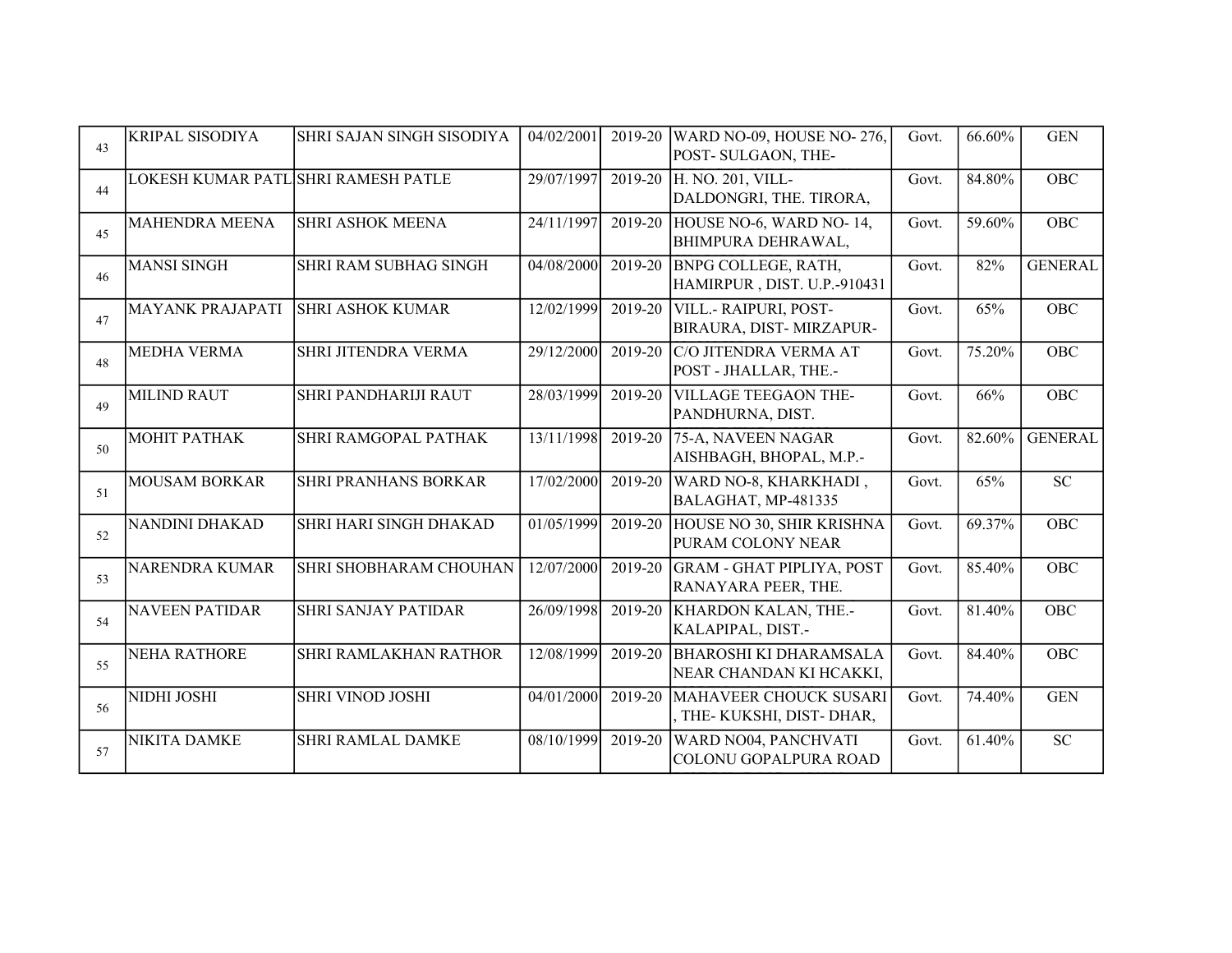| | | | | | | | | |
|---|---|---|---|---|---|---|---|---|
| 43 | KRIPAL SISODIYA | SHRI SAJAN SINGH SISODIYA | 04/02/2001 | 2019-20 | WARD NO-09, HOUSE NO- 276, POST- SULGAON, THE- | Govt. | 66.60% | GEN |
| 44 | LOKESH KUMAR PATL | SHRI RAMESH PATLE | 29/07/1997 | 2019-20 | H. NO. 201, VILL- DALDONGRI, THE. TIRORA, | Govt. | 84.80% | OBC |
| 45 | MAHENDRA MEENA | SHRI ASHOK MEENA | 24/11/1997 | 2019-20 | HOUSE NO-6, WARD NO- 14, BHIMPURA DEHRAWAL, | Govt. | 59.60% | OBC |
| 46 | MANSI SINGH | SHRI RAM SUBHAG SINGH | 04/08/2000 | 2019-20 | BNPG COLLEGE, RATH, HAMIRPUR , DIST. U.P.-910431 | Govt. | 82% | GENERAL |
| 47 | MAYANK PRAJAPATI | SHRI ASHOK KUMAR | 12/02/1999 | 2019-20 | VILL.- RAIPURI, POST- BIRAURA, DIST- MIRZAPUR- | Govt. | 65% | OBC |
| 48 | MEDHA VERMA | SHRI JITENDRA VERMA | 29/12/2000 | 2019-20 | C/O JITENDRA VERMA AT POST - JHALLAR, THE.- | Govt. | 75.20% | OBC |
| 49 | MILIND RAUT | SHRI PANDHARIJI RAUT | 28/03/1999 | 2019-20 | VILLAGE TEEGAON THE- PANDHURNA, DIST. | Govt. | 66% | OBC |
| 50 | MOHIT PATHAK | SHRI RAMGOPAL PATHAK | 13/11/1998 | 2019-20 | 75-A, NAVEEN NAGAR AISHBAGH, BHOPAL, M.P.- | Govt. | 82.60% | GENERAL |
| 51 | MOUSAM BORKAR | SHRI PRANHANS BORKAR | 17/02/2000 | 2019-20 | WARD NO-8, KHARKHADI , BALAGHAT, MP-481335 | Govt. | 65% | SC |
| 52 | NANDINI DHAKAD | SHRI HARI SINGH DHAKAD | 01/05/1999 | 2019-20 | HOUSE NO 30, SHIR KRISHNA PURAM COLONY NEAR | Govt. | 69.37% | OBC |
| 53 | NARENDRA KUMAR | SHRI SHOBHARAM CHOUHAN | 12/07/2000 | 2019-20 | GRAM - GHAT PIPLIYA, POST RANAYARA PEER, THE. | Govt. | 85.40% | OBC |
| 54 | NAVEEN PATIDAR | SHRI SANJAY PATIDAR | 26/09/1998 | 2019-20 | KHARDON KALAN, THE.- KALAPIPAL, DIST.- | Govt. | 81.40% | OBC |
| 55 | NEHA RATHORE | SHRI RAMLAKHAN RATHOR | 12/08/1999 | 2019-20 | BHAROSHI KI DHARAMSALA NEAR CHANDAN KI HCAKKI, | Govt. | 84.40% | OBC |
| 56 | NIDHI JOSHI | SHRI VINOD JOSHI | 04/01/2000 | 2019-20 | MAHAVEER CHOUCK SUSARI , THE- KUKSHI, DIST- DHAR, | Govt. | 74.40% | GEN |
| 57 | NIKITA DAMKE | SHRI RAMLAL DAMKE | 08/10/1999 | 2019-20 | WARD NO04, PANCHVATI COLONU GOPALPURA ROAD | Govt. | 61.40% | SC |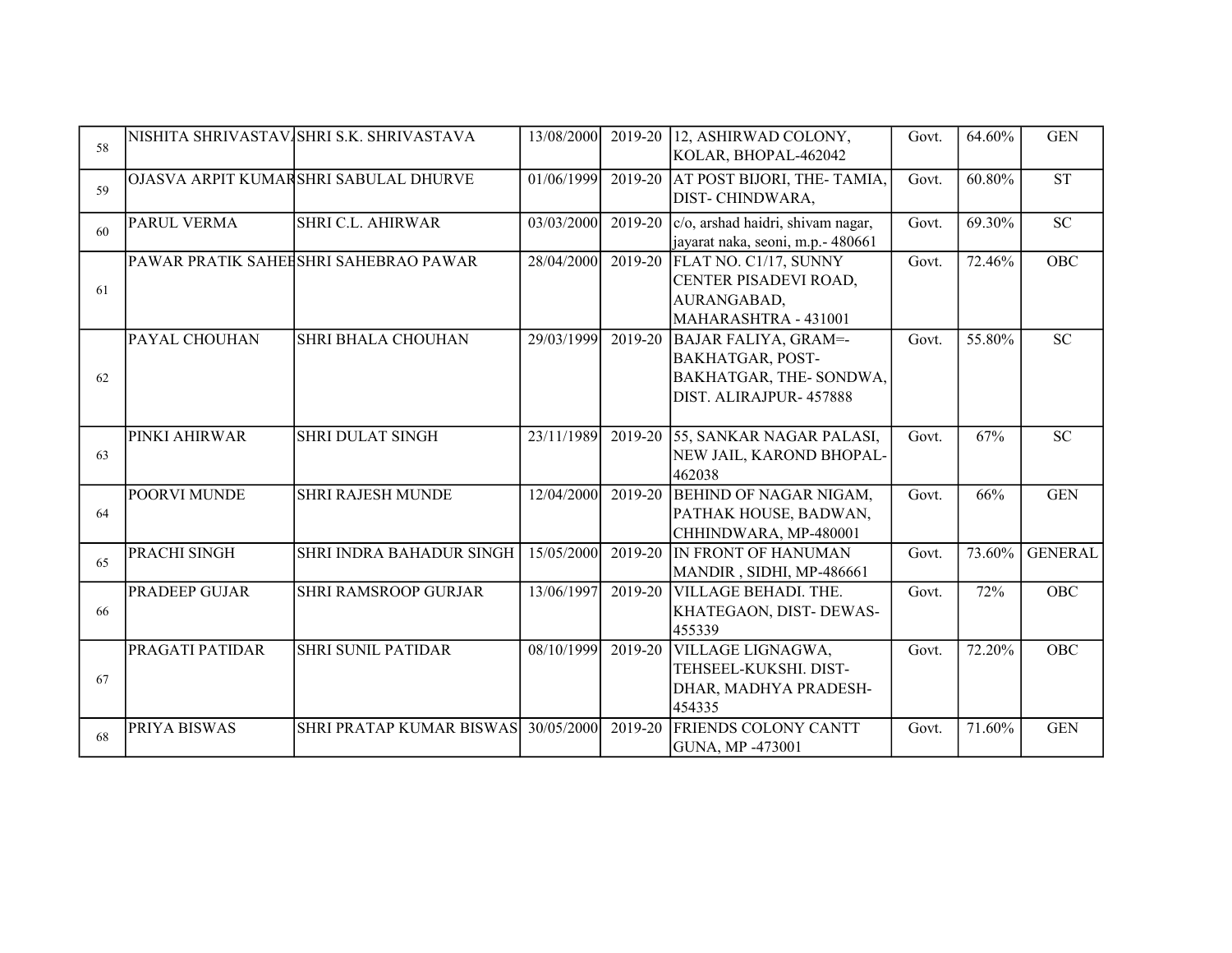| 58 | NISHITA SHRIVASTAV | SHRI S.K. SHRIVASTAVA | 13/08/2000 | 2019-20 | 12, ASHIRWAD COLONY, KOLAR, BHOPAL-462042 | Govt. | 64.60% | GEN |
|---|---|---|---|---|---|---|---|---|
| 59 | OJASVA ARPIT KUMAR | SHRI SABULAL DHURVE | 01/06/1999 | 2019-20 | AT POST BIJORI, THE- TAMIA, DIST- CHINDWARA, | Govt. | 60.80% | ST |
| 60 | PARUL VERMA | SHRI C.L. AHIRWAR | 03/03/2000 | 2019-20 | c/o, arshad haidri, shivam nagar, jayarat naka, seoni, m.p.- 480661 | Govt. | 69.30% | SC |
| 61 | PAWAR PRATIK SAHEB | SHRI SAHEBRAO PAWAR | 28/04/2000 | 2019-20 | FLAT NO. C1/17, SUNNY CENTER PISADEVI ROAD, AURANGABAD, MAHARASHTRA - 431001 | Govt. | 72.46% | OBC |
| 62 | PAYAL CHOUHAN | SHRI BHALA CHOUHAN | 29/03/1999 | 2019-20 | BAJAR FALIYA, GRAM=- BAKHATGAR, POST- BAKHATGAR, THE- SONDWA, DIST. ALIRAJPUR- 457888 | Govt. | 55.80% | SC |
| 63 | PINKI AHIRWAR | SHRI DULAT SINGH | 23/11/1989 | 2019-20 | 55, SANKAR NAGAR PALASI, NEW JAIL, KAROND BHOPAL-462038 | Govt. | 67% | SC |
| 64 | POORVI MUNDE | SHRI RAJESH MUNDE | 12/04/2000 | 2019-20 | BEHIND OF NAGAR NIGAM, PATHAK HOUSE, BADWAN, CHHINDWARA, MP-480001 | Govt. | 66% | GEN |
| 65 | PRACHI SINGH | SHRI INDRA BAHADUR SINGH | 15/05/2000 | 2019-20 | IN FRONT OF HANUMAN MANDIR , SIDHI, MP-486661 | Govt. | 73.60% | GENERAL |
| 66 | PRADEEP GUJAR | SHRI RAMSROOP GURJAR | 13/06/1997 | 2019-20 | VILLAGE BEHADI. THE. KHATEGAON, DIST- DEWAS-455339 | Govt. | 72% | OBC |
| 67 | PRAGATI PATIDAR | SHRI SUNIL PATIDAR | 08/10/1999 | 2019-20 | VILLAGE LIGNAGWA, TEHSEEL-KUKSHI. DIST-DHAR, MADHYA PRADESH-454335 | Govt. | 72.20% | OBC |
| 68 | PRIYA BISWAS | SHRI PRATAP KUMAR BISWAS | 30/05/2000 | 2019-20 | FRIENDS COLONY CANTT GUNA, MP -473001 | Govt. | 71.60% | GEN |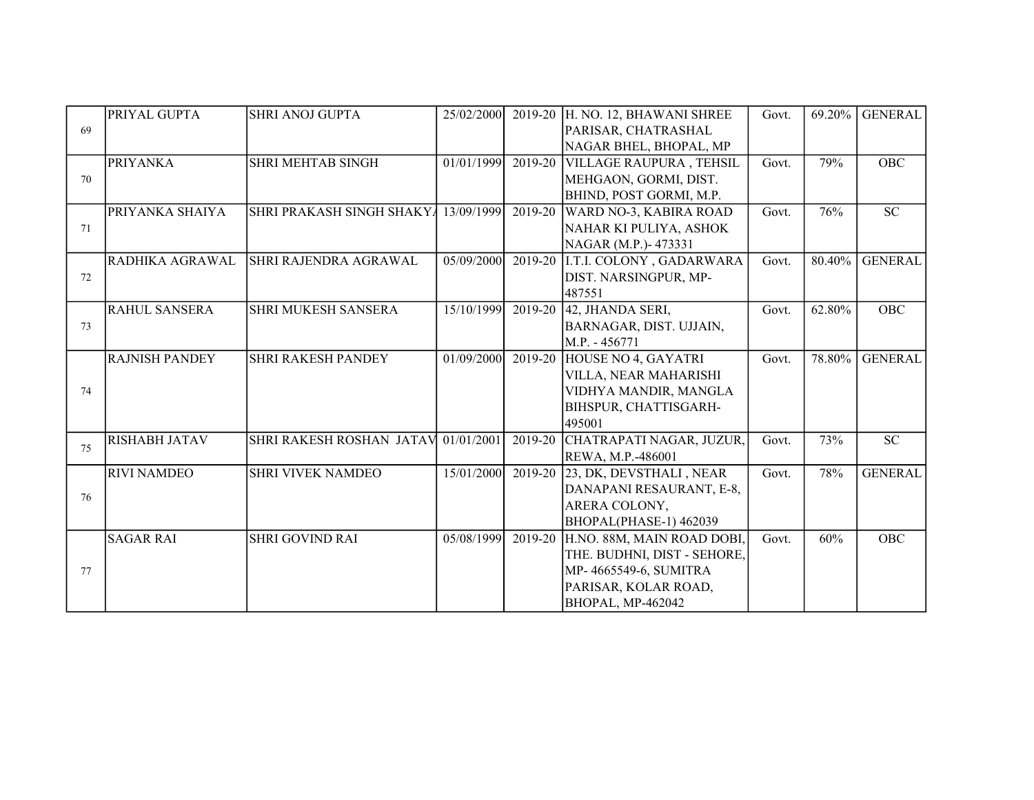| 69 | PRIYAL GUPTA | SHRI ANOJ GUPTA | 25/02/2000 | 2019-20 | H. NO. 12, BHAWANI SHREE PARISAR, CHATRASHAL NAGAR BHEL, BHOPAL, MP | Govt. | 69.20% | GENERAL |
|---|---|---|---|---|---|---|---|---|
| 70 | PRIYANKA | SHRI MEHTAB SINGH | 01/01/1999 | 2019-20 | VILLAGE RAUPURA , TEHSIL MEHGAON, GORMI, DIST. BHIND, POST GORMI, M.P. | Govt. | 79% | OBC |
| 71 | PRIYANKA SHAIYA | SHRI PRAKASH SINGH SHAKYA | 13/09/1999 | 2019-20 | WARD NO-3, KABIRA ROAD NAHAR KI PULIYA, ASHOK NAGAR (M.P.)- 473331 | Govt. | 76% | SC |
| 72 | RADHIKA AGRAWAL | SHRI RAJENDRA AGRAWAL | 05/09/2000 | 2019-20 | I.T.I. COLONY , GADARWARA DIST. NARSINGPUR, MP-487551 | Govt. | 80.40% | GENERAL |
| 73 | RAHUL SANSERA | SHRI MUKESH SANSERA | 15/10/1999 | 2019-20 | 42, JHANDA SERI, BARNAGAR, DIST. UJJAIN, M.P. - 456771 | Govt. | 62.80% | OBC |
| 74 | RAJNISH PANDEY | SHRI RAKESH PANDEY | 01/09/2000 | 2019-20 | HOUSE NO 4, GAYATRI VILLA, NEAR MAHARISHI VIDHYA MANDIR, MANGLA BIHSPUR, CHATTISGARH-495001 | Govt. | 78.80% | GENERAL |
| 75 | RISHABH JATAV | SHRI RAKESH ROSHAN JATAV | 01/01/2001 | 2019-20 | CHATRAPATI NAGAR, JUZUR, REWA, M.P.-486001 | Govt. | 73% | SC |
| 76 | RIVI NAMDEO | SHRI VIVEK NAMDEO | 15/01/2000 | 2019-20 | 23, DK, DEVSTHALI , NEAR DANAPANI RESAURANT, E-8, ARERA COLONY, BHOPAL(PHASE-1) 462039 | Govt. | 78% | GENERAL |
| 77 | SAGAR RAI | SHRI GOVIND RAI | 05/08/1999 | 2019-20 | H.NO. 88M, MAIN ROAD DOBI, THE. BUDHNI, DIST - SEHORE, MP- 4665549-6, SUMITRA PARISAR, KOLAR ROAD, BHOPAL, MP-462042 | Govt. | 60% | OBC |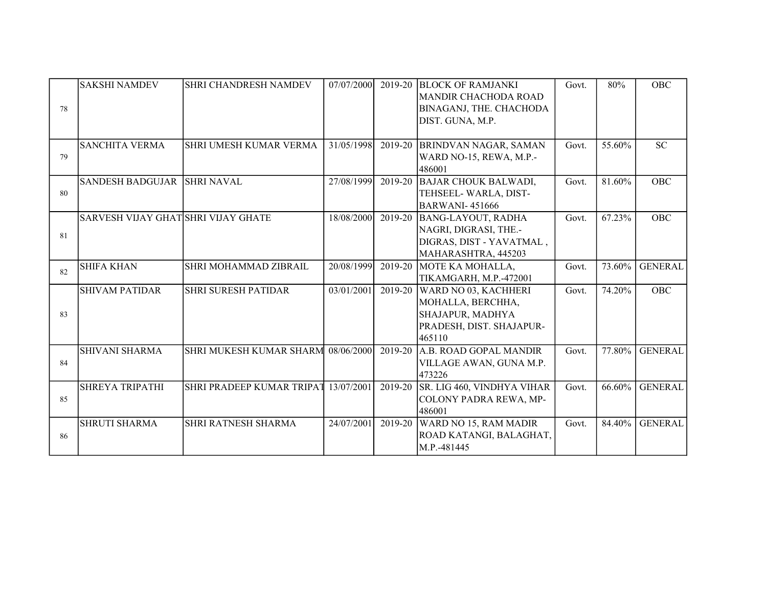| | | | | | | | | |
|---|---|---|---|---|---|---|---|---|
| 78 | SAKSHI NAMDEV | SHRI CHANDRESH NAMDEV | 07/07/2000 | 2019-20 | BLOCK OF RAMJANKI MANDIR CHACHODA ROAD BINAGANJ, THE. CHACHODA DIST. GUNA, M.P. | Govt. | 80% | OBC |
| 79 | SANCHITA VERMA | SHRI UMESH KUMAR VERMA | 31/05/1998 | 2019-20 | BRINDVAN NAGAR, SAMAN WARD NO-15, REWA, M.P.-486001 | Govt. | 55.60% | SC |
| 80 | SANDESH BADGUJAR | SHRI NAVAL | 27/08/1999 | 2019-20 | BAJAR CHOUK BALWADI, TEHSEEL- WARLA, DIST-BARWANI- 451666 | Govt. | 81.60% | OBC |
| 81 | SARVESH VIJAY GHAT | SHRI VIJAY GHATE | 18/08/2000 | 2019-20 | BANG-LAYOUT, RADHA NAGRI, DIGRASI, THE.-DIGRAS, DIST - YAVATMAL , MAHARASHTRA, 445203 | Govt. | 67.23% | OBC |
| 82 | SHIFA KHAN | SHRI MOHAMMAD ZIBRAIL | 20/08/1999 | 2019-20 | MOTE KA MOHALLA, TIKAMGARH, M.P.-472001 | Govt. | 73.60% | GENERAL |
| 83 | SHIVAM PATIDAR | SHRI SURESH PATIDAR | 03/01/2001 | 2019-20 | WARD NO 03, KACHHERI MOHALLA, BERCHHA, SHAJAPUR, MADHYA PRADESH, DIST. SHAJAPUR-465110 | Govt. | 74.20% | OBC |
| 84 | SHIVANI SHARMA | SHRI MUKESH KUMAR SHARM | 08/06/2000 | 2019-20 | A.B. ROAD GOPAL MANDIR VILLAGE AWAN, GUNA M.P. 473226 | Govt. | 77.80% | GENERAL |
| 85 | SHREYA TRIPATHI | SHRI PRADEEP KUMAR TRIPAT | 13/07/2001 | 2019-20 | SR. LIG 460, VINDHYA VIHAR COLONY PADRA REWA, MP-486001 | Govt. | 66.60% | GENERAL |
| 86 | SHRUTI SHARMA | SHRI RATNESH SHARMA | 24/07/2001 | 2019-20 | WARD NO 15, RAM MADIR ROAD KATANGI, BALAGHAT, M.P.-481445 | Govt. | 84.40% | GENERAL |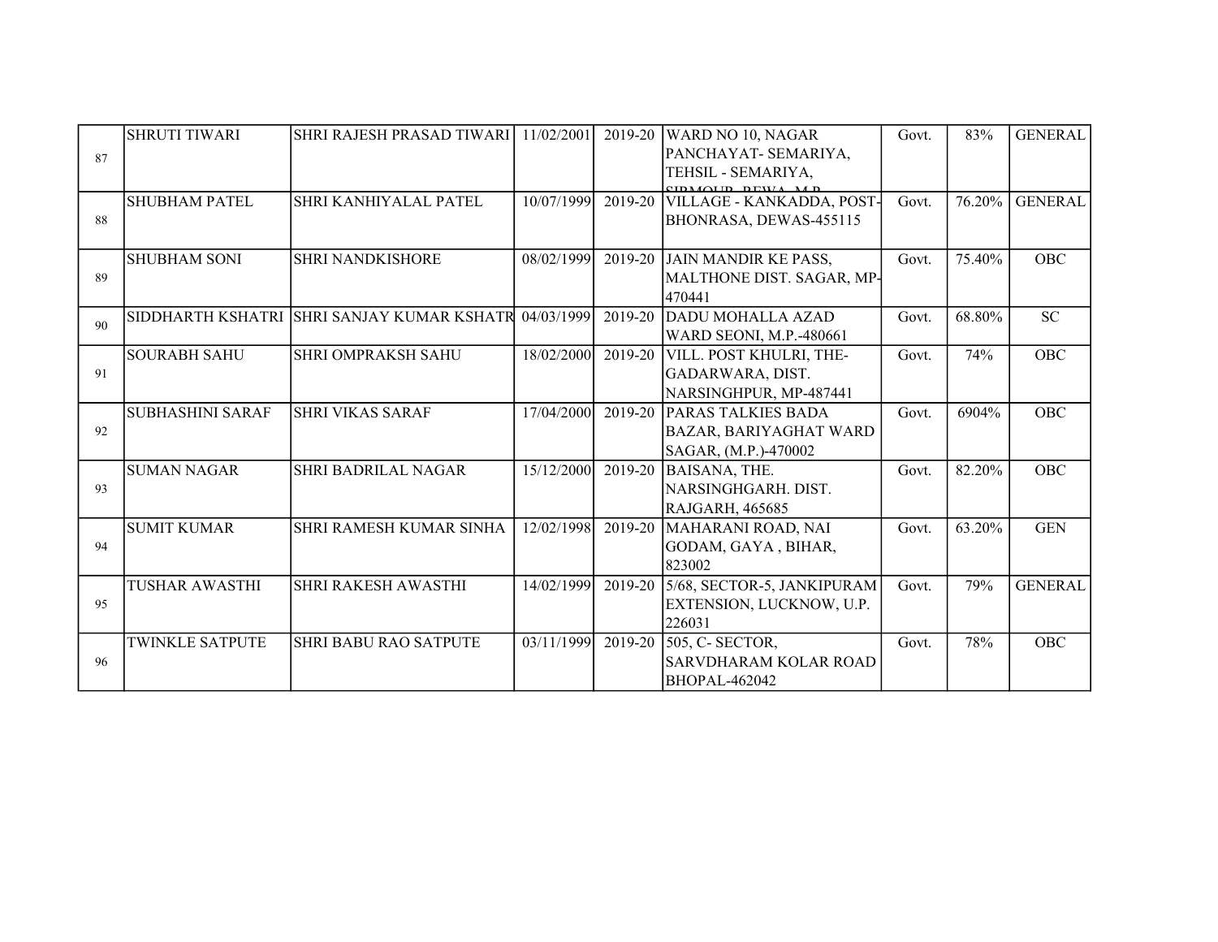| 87 | SHRUTI TIWARI | SHRI RAJESH PRASAD TIWARI | 11/02/2001 | 2019-20 | WARD NO 10, NAGAR PANCHAYAT- SEMARIYA, TEHSIL - SEMARIYA, SIRMOUR, REWA, M.P. | Govt. | 83% | GENERAL |
|---|---|---|---|---|---|---|---|---|
| 88 | SHUBHAM PATEL | SHRI KANHIYALAL PATEL | 10/07/1999 | 2019-20 | VILLAGE - KANKADDA, POST-BHONRASA, DEWAS-455115 | Govt. | 76.20% | GENERAL |
| 89 | SHUBHAM SONI | SHRI NANDKISHORE | 08/02/1999 | 2019-20 | JAIN MANDIR KE PASS, MALTHONE DIST. SAGAR, MP-470441 | Govt. | 75.40% | OBC |
| 90 | SIDDHARTH KSHATRI | SHRI SANJAY KUMAR KSHATR | 04/03/1999 | 2019-20 | DADU MOHALLA AZAD WARD SEONI, M.P.-480661 | Govt. | 68.80% | SC |
| 91 | SOURABH SAHU | SHRI OMPRAKSH SAHU | 18/02/2000 | 2019-20 | VILL. POST KHULRI, THE-GADARWARA, DIST. NARSINGHPUR, MP-487441 | Govt. | 74% | OBC |
| 92 | SUBHASHINI SARAF | SHRI VIKAS SARAF | 17/04/2000 | 2019-20 | PARAS TALKIES BADA BAZAR, BARIYAGHAT WARD SAGAR, (M.P.)-470002 | Govt. | 6904% | OBC |
| 93 | SUMAN NAGAR | SHRI BADRILAL NAGAR | 15/12/2000 | 2019-20 | BAISANA, THE. NARSINGHGARH. DIST. RAJGARH, 465685 | Govt. | 82.20% | OBC |
| 94 | SUMIT KUMAR | SHRI RAMESH KUMAR SINHA | 12/02/1998 | 2019-20 | MAHARANI ROAD, NAI GODAM, GAYA , BIHAR, 823002 | Govt. | 63.20% | GEN |
| 95 | TUSHAR AWASTHI | SHRI RAKESH AWASTHI | 14/02/1999 | 2019-20 | 5/68, SECTOR-5, JANKIPURAM EXTENSION, LUCKNOW, U.P. 226031 | Govt. | 79% | GENERAL |
| 96 | TWINKLE SATPUTE | SHRI BABU RAO SATPUTE | 03/11/1999 | 2019-20 | 505, C- SECTOR, SARVDHARAM KOLAR ROAD BHOPAL-462042 | Govt. | 78% | OBC |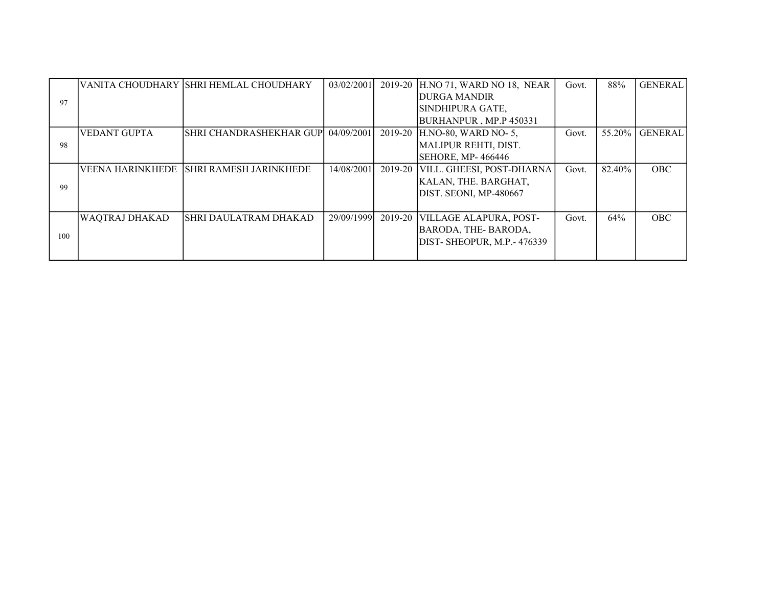| | | | | | | | | |
|---|---|---|---|---|---|---|---|---|
| 97 | VANITA CHOUDHARY | SHRI HEMLAL CHOUDHARY | 03/02/2001 | 2019-20 | H.NO 71, WARD NO 18, NEAR DURGA MANDIR SINDHIPURA GATE, BURHANPUR , MP.P 450331 | Govt. | 88% | GENERAL |
| 98 | VEDANT GUPTA | SHRI CHANDRASHEKHAR GUP | 04/09/2001 | 2019-20 | H.NO-80, WARD NO- 5, MALIPUR REHTI, DIST. SEHORE, MP- 466446 | Govt. | 55.20% | GENERAL |
| 99 | VEENA HARINKHEDE | SHRI RAMESH JARINKHEDE | 14/08/2001 | 2019-20 | VILL. GHEESI, POST-DHARNA KALAN, THE. BARGHAT, DIST. SEONI, MP-480667 | Govt. | 82.40% | OBC |
| 100 | WAQTRAJ DHAKAD | SHRI DAULATRAM DHAKAD | 29/09/1999 | 2019-20 | VILLAGE ALAPURA, POST-BARODA, THE- BARODA, DIST- SHEOPUR, M.P.- 476339 | Govt. | 64% | OBC |